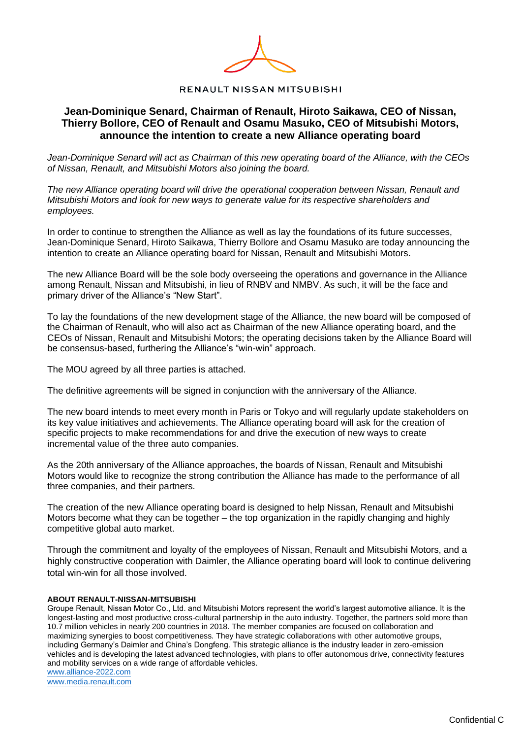RENAULT NISSAN MITSUBISHI

# Jean-Dominique Senard, Chairman of Renault, Hiroto Saikawa, CEO of Nissan, Thierry Bollore, CEO of Renault and Osamu Masuko, CEO of Mitsubishi Motors, announce the intention to create a new Alliance operating board

*Jean-Dominique Senard will act as Chairman of this new operating board of the Alliance, with the CEOs of Nissan, Renault, and Mitsubishi Motors also joining the board.*

*The new Alliance operating board will drive the operational cooperation between Nissan, Renault and Mitsubishi Motors and look for new ways to generate value for its respective shareholders and employees.*

In order to continue to strengthen the Alliance as well as lay the foundations of its future successes, Jean-Dominique Senard, Hiroto Saikawa, Thierry Bollore and Osamu Masuko are today announcing the intention to create an Alliance operating board for Nissan, Renault and Mitsubishi Motors.

The new Alliance Board will be the sole body overseeing the operations and governance in the Alliance among Renault, Nissan and Mitsubishi, in lieu of RNBV and NMBV. As such, it will be the face and primary driver of the Alliance's "New Start".

To lay the foundations of the new development stage of the Alliance, the new board will be composed of the Chairman of Renault, who will also act as Chairman of the new Alliance operating board, and the CEOs of Nissan, Renault and Mitsubishi Motors; the operating decisions taken by the Alliance Board will be consensus-based, furthering the Alliance's "win-win" approach.

The MOU agreed by all three parties is attached.

The definitive agreements will be signed in conjunction with the anniversary of the Alliance.

The new board intends to meet every month in Paris or Tokyo and will regularly update stakeholders on its key value initiatives and achievements. The Alliance operating board will ask for the creation of specific projects to make recommendations for and drive the execution of new ways to create incremental value of the three auto companies.

As the 20th anniversary of the Alliance approaches, the boards of Nissan, Renault and Mitsubishi Motors would like to recognize the strong contribution the Alliance has made to the performance of all three companies, and their partners.

The creation of the new Alliance operating board is designed to help Nissan, Renault and Mitsubishi Motors become what they can be together – the top organization in the rapidly changing and highly competitive global auto market.

Through the commitment and loyalty of the employees of Nissan, Renault and Mitsubishi Motors, and a highly constructive cooperation with Daimler, the Alliance operating board will look to continue delivering total win-win for all those involved.

**ABOUT RENAULT-NISSAN-MITSUBISHI**

Groupe Renault, Nissan Motor Co., Ltd. and Mitsubishi Motors represent the world's largest automotive alliance. It is the longest-lasting and most productive cross-cultural partnership in the auto industry. Together, the partners sold more than 10.7 million vehicles in nearly 200 countries in 2018. The member companies are focused on collaboration and maximizing synergies to boost competitiveness. They have strategic collaborations with other automotive groups, including Germany's Daimler and China's Dongfeng. This strategic alliance is the industry leader in zero-emission vehicles and is developing the latest advanced technologies, with plans to offer autonomous drive, connectivity features and mobility services on a wide range of affordable vehicles.

www.alliance-2022.com
www.media.renault.com

Confidential C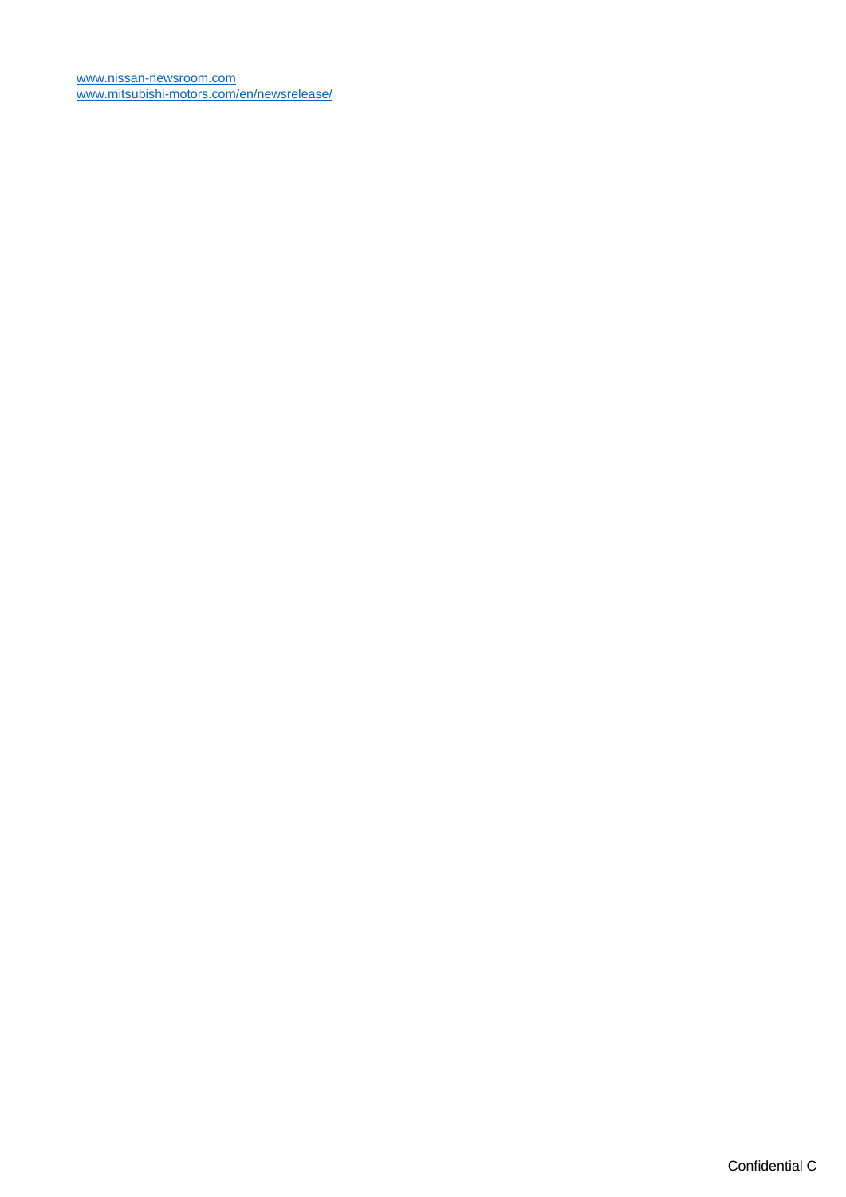www.nissan-newsroom.com
www.mitsubishi-motors.com/en/newsrelease/

Confidential C